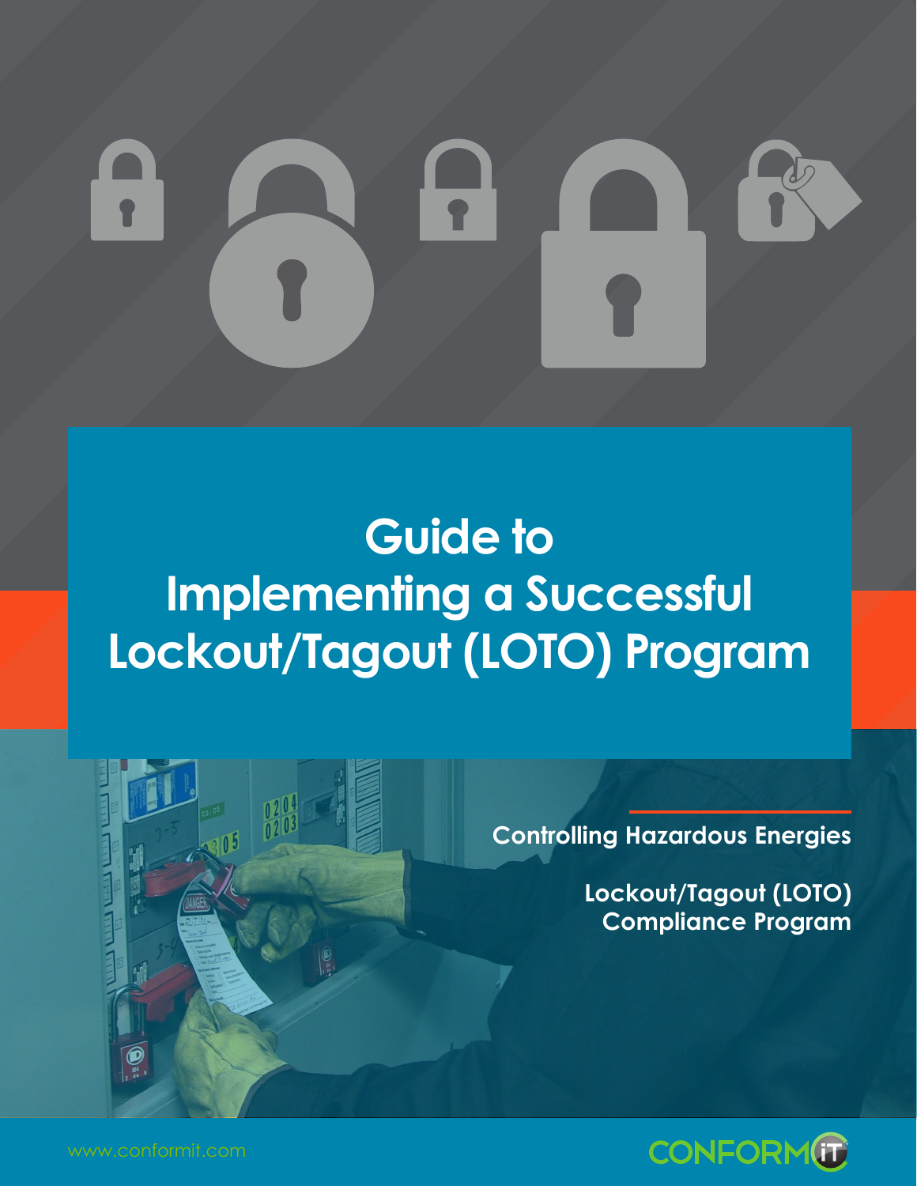# Guide to Implementing a Successful Lockout/Tagout (LOTO) Program

**Controlling Hazardous Energies**

**Lockout/Tagout (LOTO) Compliance Program**

www.conformit.com

CONFORMIT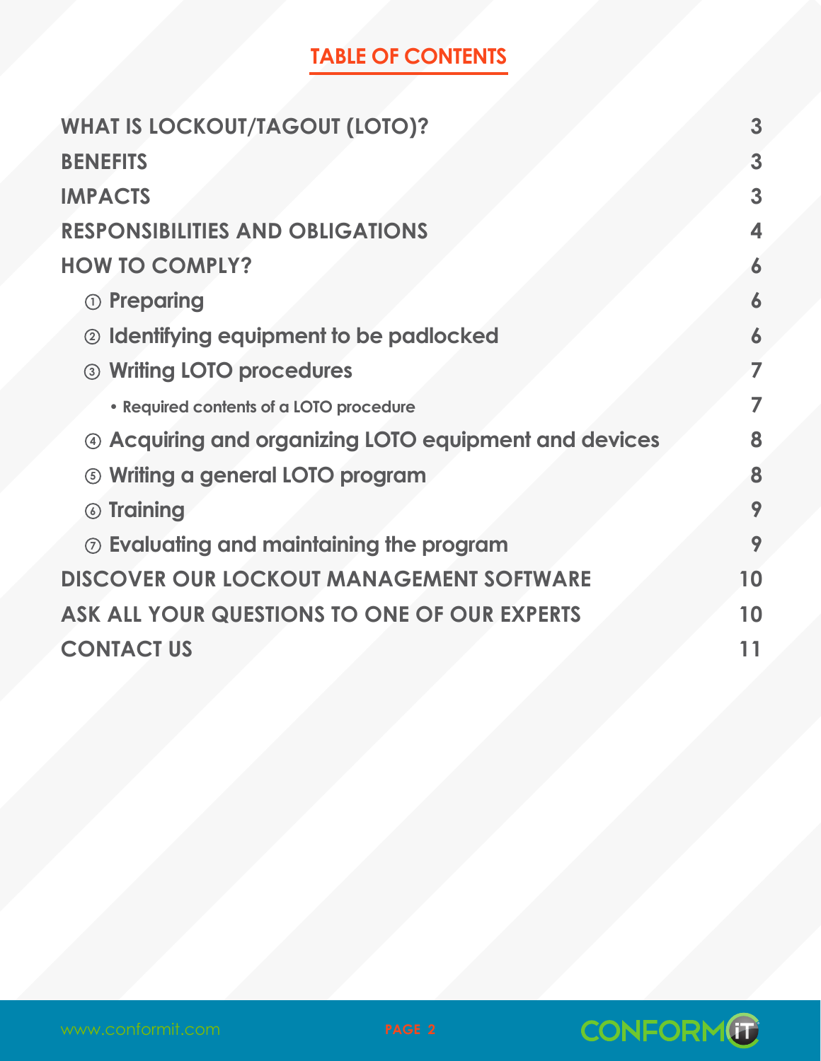# TABLE OF CONTENTS

| | |
|---|---|
| **WHAT IS LOCKOUT/TAGOUT (LOTO)?** | 3 |
| **BENEFITS** | 3 |
| **IMPACTS** | 3 |
| **RESPONSIBILITIES AND OBLIGATIONS** | 4 |
| **HOW TO COMPLY?** | 6 |
| ① Preparing | 6 |
| ② Identifying equipment to be padlocked | 6 |
| ③ Writing LOTO procedures | 7 |
| • Required contents of a LOTO procedure | 7 |
| ④ Acquiring and organizing LOTO equipment and devices | 8 |
| ⑤ Writing a general LOTO program | 8 |
| ⑥ Training | 9 |
| ⑦ Evaluating and maintaining the program | 9 |
| **DISCOVER OUR LOCKOUT MANAGEMENT SOFTWARE** | 10 |
| **ASK ALL YOUR QUESTIONS TO ONE OF OUR EXPERTS** | 10 |
| **CONTACT US** | 11 |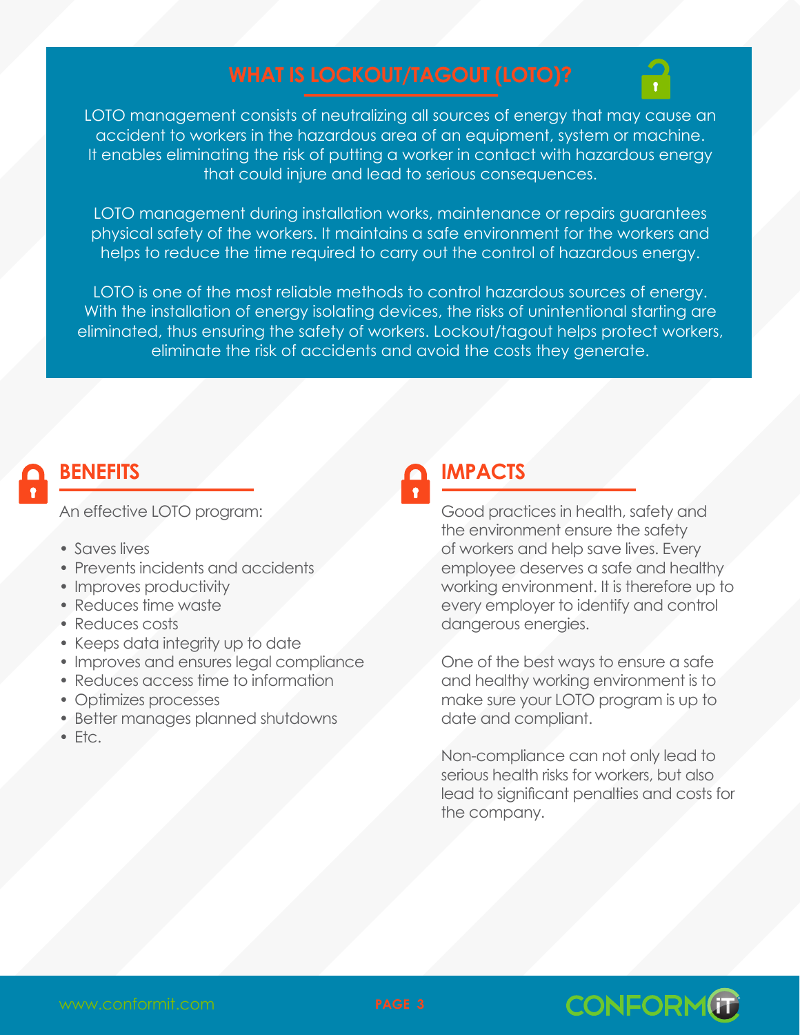# WHAT IS LOCKOUT/TAGOUT (LOTO)?

LOTO management consists of neutralizing all sources of energy that may cause an accident to workers in the hazardous area of an equipment, system or machine. It enables eliminating the risk of putting a worker in contact with hazardous energy that could injure and lead to serious consequences.

LOTO management during installation works, maintenance or repairs guarantees physical safety of the workers. It maintains a safe environment for the workers and helps to reduce the time required to carry out the control of hazardous energy.

LOTO is one of the most reliable methods to control hazardous sources of energy. With the installation of energy isolating devices, the risks of unintentional starting are eliminated, thus ensuring the safety of workers. Lockout/tagout helps protect workers, eliminate the risk of accidents and avoid the costs they generate.

## BENEFITS

An effective LOTO program:

- Saves lives
- Prevents incidents and accidents
- Improves productivity
- Reduces time waste
- Reduces costs
- Keeps data integrity up to date
- Improves and ensures legal compliance
- Reduces access time to information
- Optimizes processes
- Better manages planned shutdowns
- Etc.

## IMPACTS

Good practices in health, safety and the environment ensure the safety of workers and help save lives. Every employee deserves a safe and healthy working environment. It is therefore up to every employer to identify and control dangerous energies.

One of the best ways to ensure a safe and healthy working environment is to make sure your LOTO program is up to date and compliant.

Non-compliance can not only lead to serious health risks for workers, but also lead to significant penalties and costs for the company.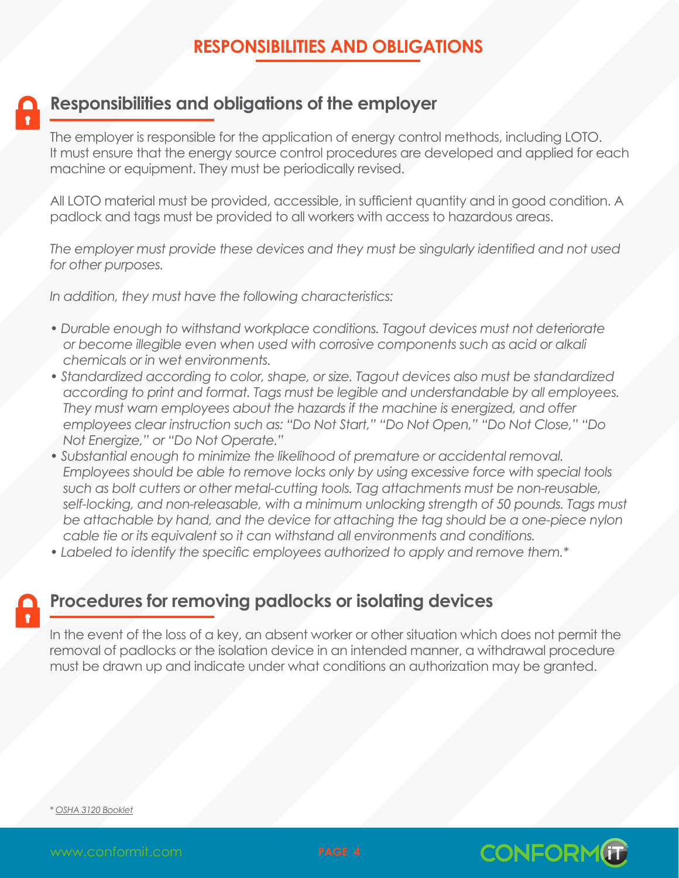# RESPONSIBILITIES AND OBLIGATIONS

## Responsibilities and obligations of the employer

The employer is responsible for the application of energy control methods, including LOTO. It must ensure that the energy source control procedures are developed and applied for each machine or equipment. They must be periodically revised.

All LOTO material must be provided, accessible, in sufficient quantity and in good condition. A padlock and tags must be provided to all workers with access to hazardous areas.

*The employer must provide these devices and they must be singularly identified and not used for other purposes.*

*In addition, they must have the following characteristics:*

- *Durable enough to withstand workplace conditions. Tagout devices must not deteriorate or become illegible even when used with corrosive components such as acid or alkali chemicals or in wet environments.*
- *Standardized according to color, shape, or size. Tagout devices also must be standardized according to print and format. Tags must be legible and understandable by all employees. They must warn employees about the hazards if the machine is energized, and offer employees clear instruction such as: "Do Not Start," "Do Not Open," "Do Not Close," "Do Not Energize," or "Do Not Operate."*
- *Substantial enough to minimize the likelihood of premature or accidental removal. Employees should be able to remove locks only by using excessive force with special tools such as bolt cutters or other metal-cutting tools. Tag attachments must be non-reusable, self-locking, and non-releasable, with a minimum unlocking strength of 50 pounds. Tags must be attachable by hand, and the device for attaching the tag should be a one-piece nylon cable tie or its equivalent so it can withstand all environments and conditions.*
- *Labeled to identify the specific employees authorized to apply and remove them.**

## Procedures for removing padlocks or isolating devices

In the event of the loss of a key, an absent worker or other situation which does not permit the removal of padlocks or the isolation device in an intended manner, a withdrawal procedure must be drawn up and indicate under what conditions an authorization may be granted.

* OSHA 3120 Booklet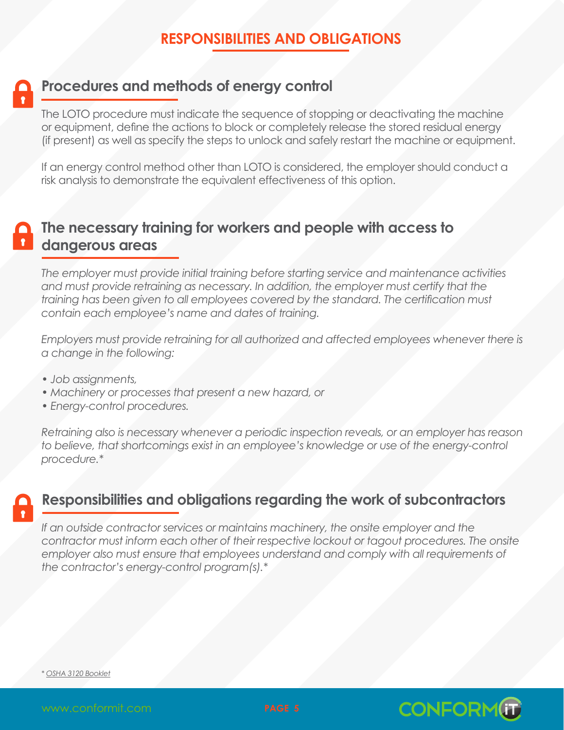# RESPONSIBILITIES AND OBLIGATIONS

## Procedures and methods of energy control

The LOTO procedure must indicate the sequence of stopping or deactivating the machine or equipment, define the actions to block or completely release the stored residual energy (if present) as well as specify the steps to unlock and safely restart the machine or equipment.

If an energy control method other than LOTO is considered, the employer should conduct a risk analysis to demonstrate the equivalent effectiveness of this option.

## The necessary training for workers and people with access to dangerous areas

*The employer must provide initial training before starting service and maintenance activities and must provide retraining as necessary. In addition, the employer must certify that the training has been given to all employees covered by the standard. The certification must contain each employee's name and dates of training.*

*Employers must provide retraining for all authorized and affected employees whenever there is a change in the following:*

- *Job assignments,*
- *Machinery or processes that present a new hazard, or*
- *Energy-control procedures.*

*Retraining also is necessary whenever a periodic inspection reveals, or an employer has reason to believe, that shortcomings exist in an employee's knowledge or use of the energy-control procedure.**

## Responsibilities and obligations regarding the work of subcontractors

*If an outside contractor services or maintains machinery, the onsite employer and the contractor must inform each other of their respective lockout or tagout procedures. The onsite employer also must ensure that employees understand and comply with all requirements of the contractor's energy-control program(s).**

* OSHA 3120 Booklet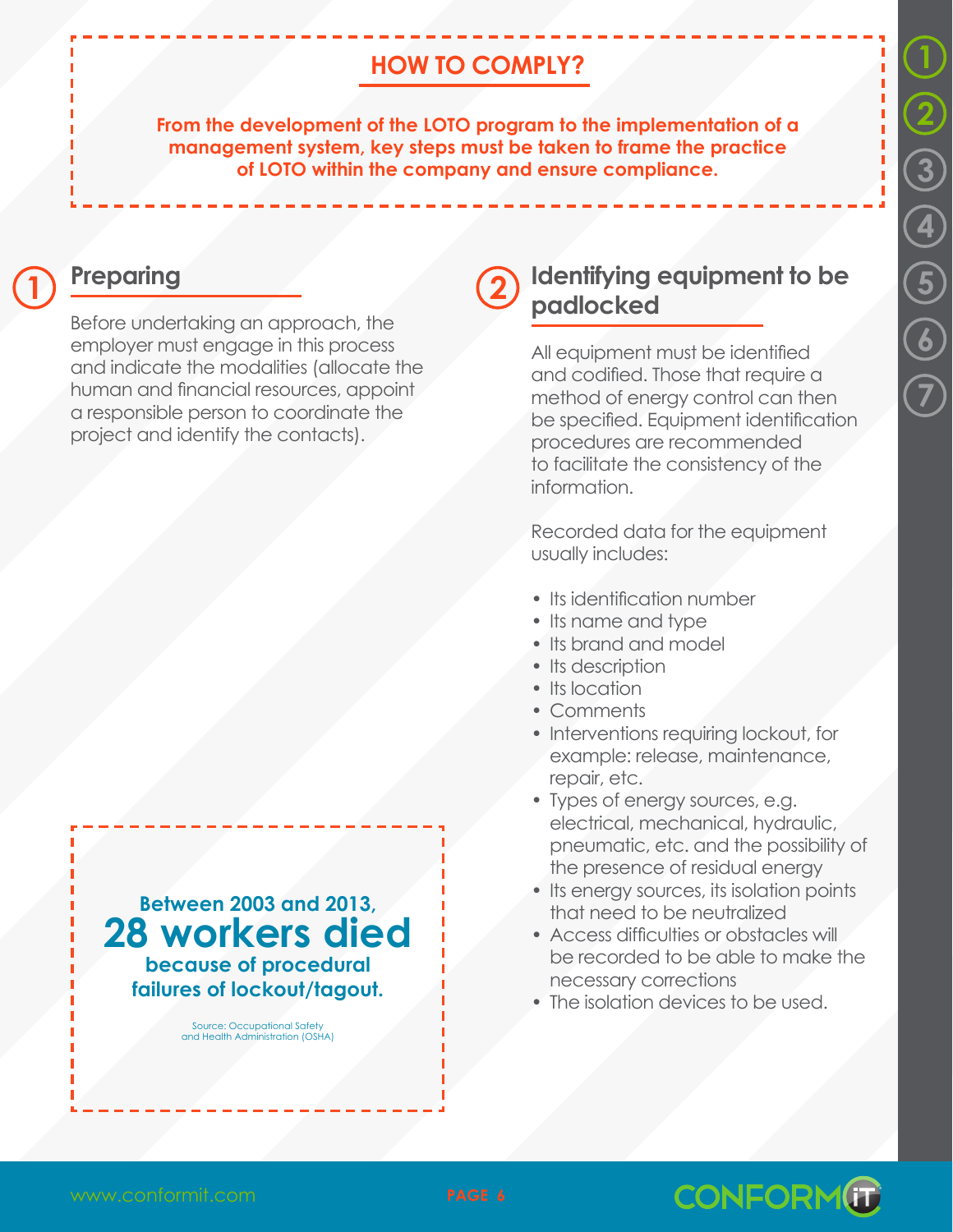## HOW TO COMPLY?

**From the development of the LOTO program to the implementation of a management system, key steps must be taken to frame the practice of LOTO within the company and ensure compliance.**

### 1 Preparing

Before undertaking an approach, the employer must engage in this process and indicate the modalities (allocate the human and financial resources, appoint a responsible person to coordinate the project and identify the contacts).

**Between 2003 and 2013, 28 workers died because of procedural failures of lockout/tagout.**

Source: Occupational Safety and Health Administration (OSHA)

### 2 Identifying equipment to be padlocked

All equipment must be identified and codified. Those that require a method of energy control can then be specified. Equipment identification procedures are recommended to facilitate the consistency of the information.

Recorded data for the equipment usually includes:

- Its identification number
- Its name and type
- Its brand and model
- Its description
- Its location
- Comments
- Interventions requiring lockout, for example: release, maintenance, repair, etc.
- Types of energy sources, e.g. electrical, mechanical, hydraulic, pneumatic, etc. and the possibility of the presence of residual energy
- Its energy sources, its isolation points that need to be neutralized
- Access difficulties or obstacles will be recorded to be able to make the necessary corrections
- The isolation devices to be used.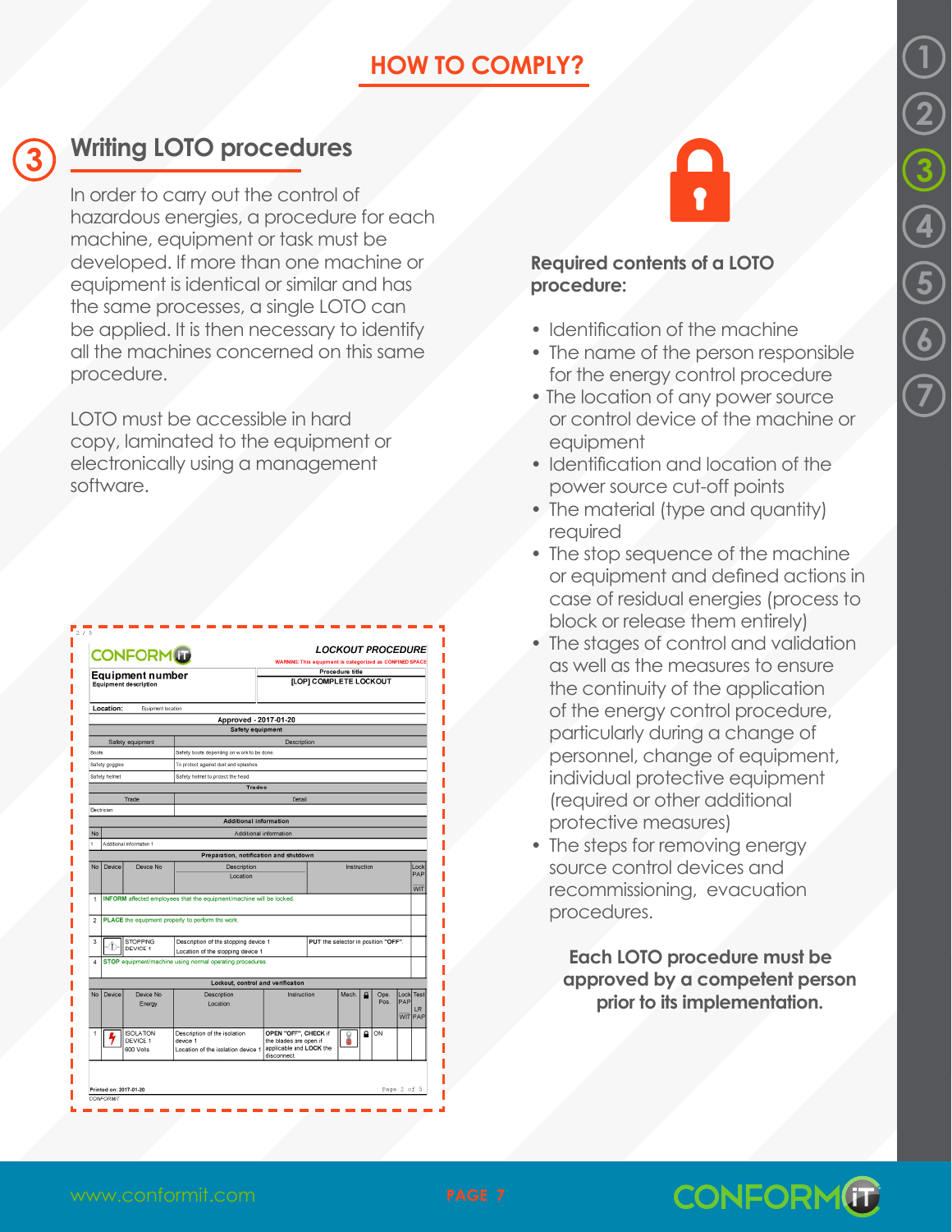# HOW TO COMPLY?

## 3 Writing LOTO procedures

In order to carry out the control of hazardous energies, a procedure for each machine, equipment or task must be developed. If more than one machine or equipment is identical or similar and has the same processes, a single LOTO can be applied. It is then necessary to identify all the machines concerned on this same procedure.

LOTO must be accessible in hard copy, laminated to the equipment or electronically using a management software.

**Required contents of a LOTO procedure:**

- Identification of the machine
- The name of the person responsible for the energy control procedure
- The location of any power source or control device of the machine or equipment
- Identification and location of the power source cut-off points
- The material (type and quantity) required
- The stop sequence of the machine or equipment and defined actions in case of residual energies (process to block or release them entirely)
- The stages of control and validation as well as the measures to ensure the continuity of the application of the energy control procedure, particularly during a change of personnel, change of equipment, individual protective equipment (required or other additional protective measures)
- The steps for removing energy source control devices and recommissioning, evacuation procedures.

**Each LOTO procedure must be approved by a competent person prior to its implementation.**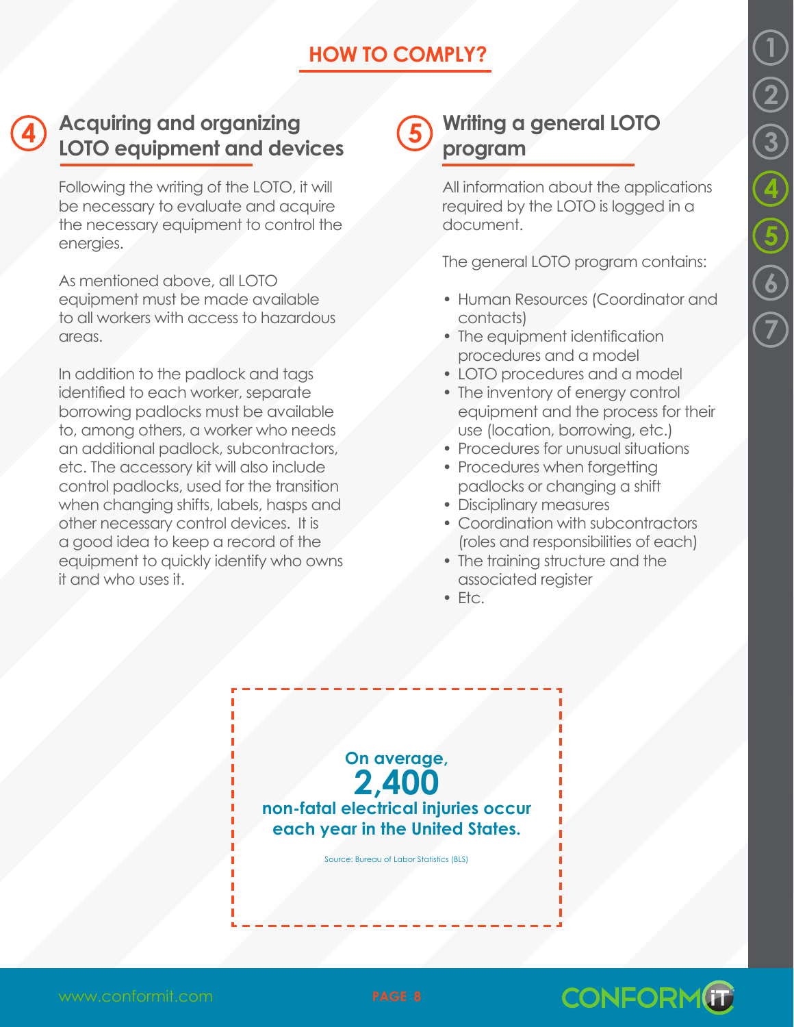# HOW TO COMPLY?

## 4 Acquiring and organizing LOTO equipment and devices

Following the writing of the LOTO, it will be necessary to evaluate and acquire the necessary equipment to control the energies.

As mentioned above, all LOTO equipment must be made available to all workers with access to hazardous areas.

In addition to the padlock and tags identified to each worker, separate borrowing padlocks must be available to, among others, a worker who needs an additional padlock, subcontractors, etc. The accessory kit will also include control padlocks, used for the transition when changing shifts, labels, hasps and other necessary control devices. It is a good idea to keep a record of the equipment to quickly identify who owns it and who uses it.

## 5 Writing a general LOTO program

All information about the applications required by the LOTO is logged in a document.

The general LOTO program contains:

- Human Resources (Coordinator and contacts)
- The equipment identification procedures and a model
- LOTO procedures and a model
- The inventory of energy control equipment and the process for their use (location, borrowing, etc.)
- Procedures for unusual situations
- Procedures when forgetting padlocks or changing a shift
- Disciplinary measures
- Coordination with subcontractors (roles and responsibilities of each)
- The training structure and the associated register
- Etc.

**On average,**
**2,400**
**non-fatal electrical injuries occur each year in the United States.**

Source: Bureau of Labor Statistics (BLS)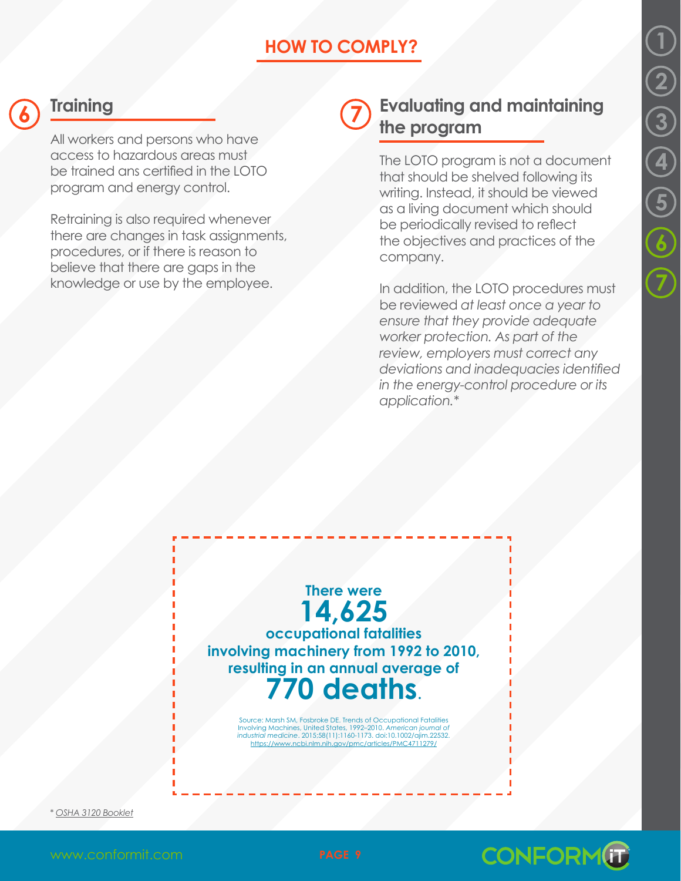## HOW TO COMPLY?

### 6 Training

All workers and persons who have access to hazardous areas must be trained ans certified in the LOTO program and energy control.

Retraining is also required whenever there are changes in task assignments, procedures, or if there is reason to believe that there are gaps in the knowledge or use by the employee.

### 7 Evaluating and maintaining the program

The LOTO program is not a document that should be shelved following its writing. Instead, it should be viewed as a living document which should be periodically revised to reflect the objectives and practices of the company.

In addition, the LOTO procedures must be reviewed *at least once a year to ensure that they provide adequate worker protection. As part of the review, employers must correct any deviations and inadequacies identified in the energy-control procedure or its application.**

**There were**
**14,625**
**occupational fatalities involving machinery from 1992 to 2010, resulting in an annual average of**
**770 deaths.**

Source: Marsh SM, Fosbroke DE. Trends of Occupational Fatalities Involving Machines, United States, 1992–2010. *American journal of industrial medicine*. 2015;58(11):1160-1173. doi:10.1002/ajim.22532. https://www.ncbi.nlm.nih.gov/pmc/articles/PMC4711279/

* *OSHA 3120 Booklet*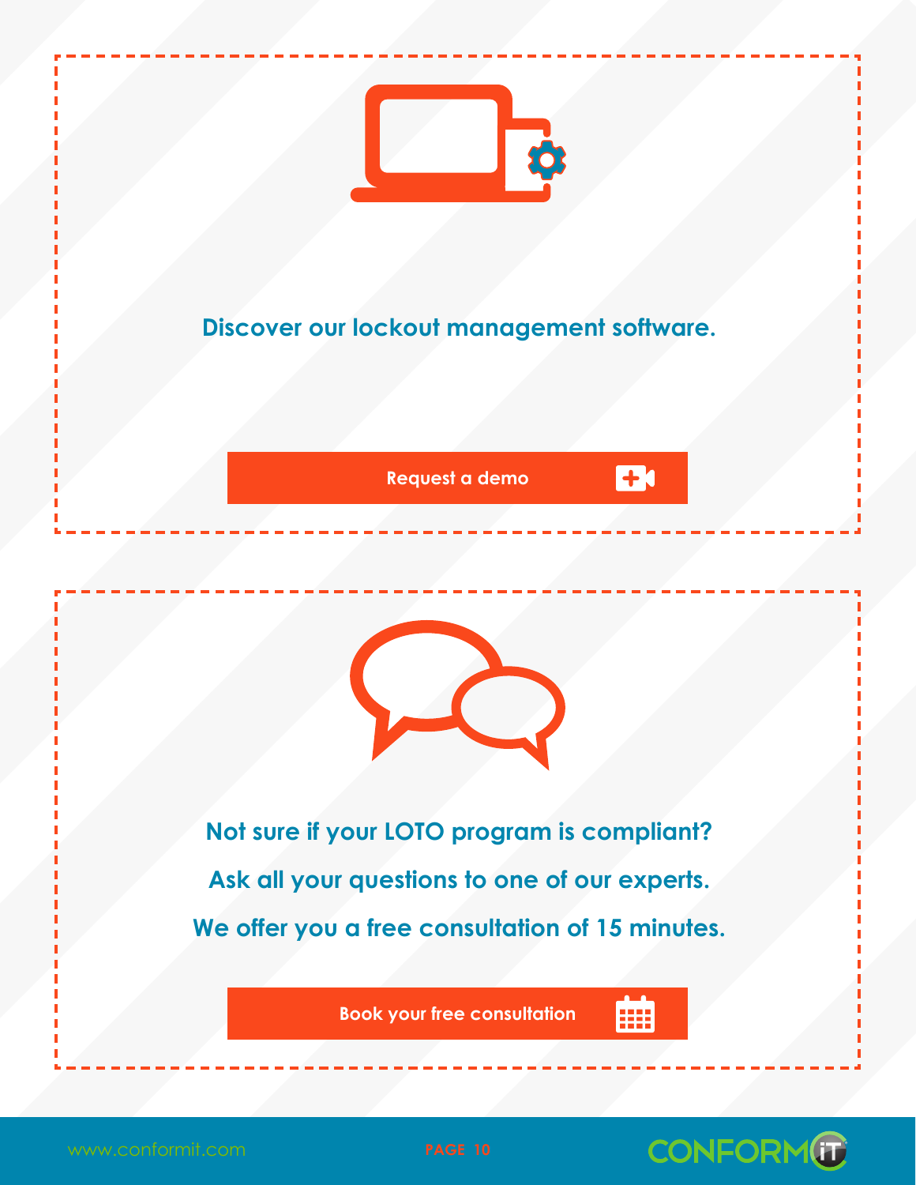**Discover our lockout management software.**

Request a demo

**Not sure if your LOTO program is compliant?**

**Ask all your questions to one of our experts.**

**We offer you a free consultation of 15 minutes.**

Book your free consultation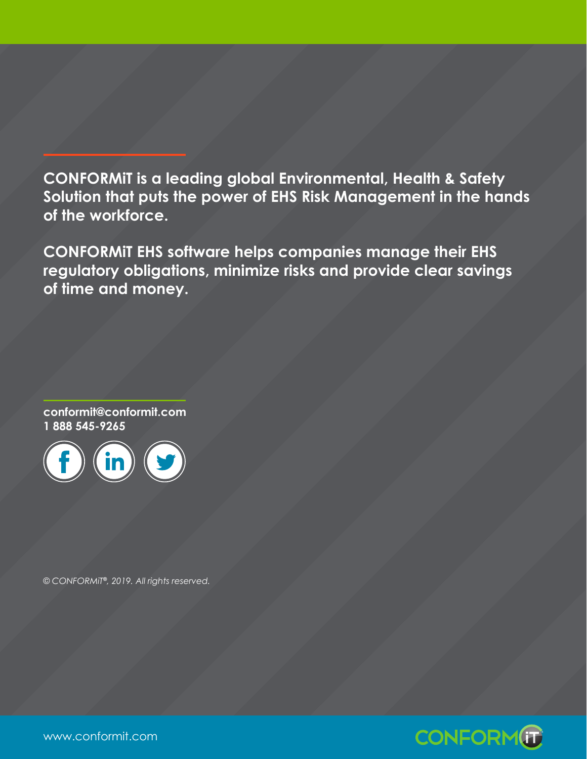**CONFORMiT is a leading global Environmental, Health & Safety Solution that puts the power of EHS Risk Management in the hands of the workforce.**

**CONFORMiT EHS software helps companies manage their EHS regulatory obligations, minimize risks and provide clear savings of time and money.**

**conformit@conformit.com**
**1 888 545-9265**

*© CONFORMiT®, 2019. All rights reserved.*

www.conformit.com